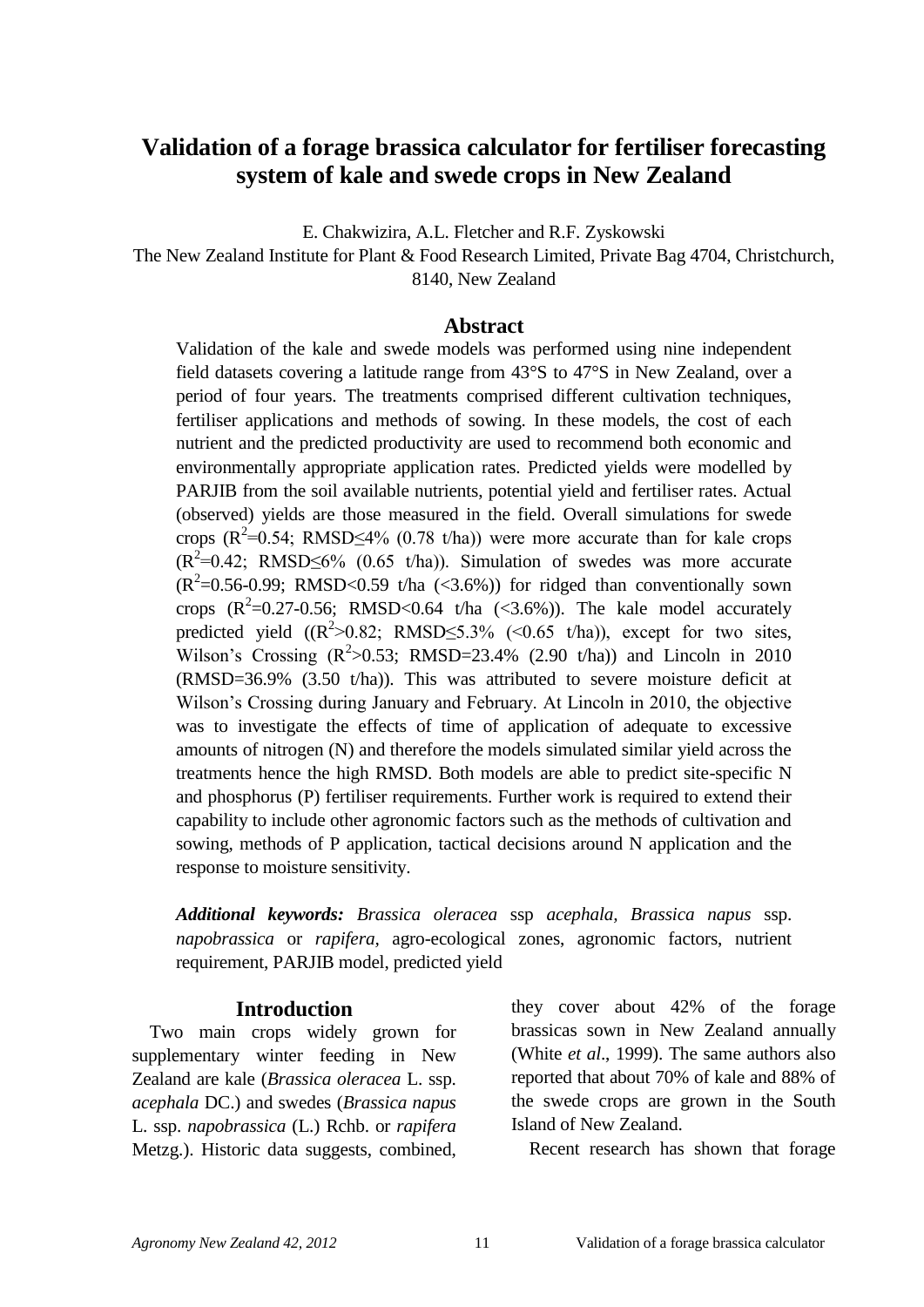# Validation of a forage brassica calculator for fertiliser forecasting system of kale and swede crops in New Zealand

E. Chakwizira, A.L. Fletcher and R.F. Zyskowski

The New Zealand Institute for Plant & Food Research Limited, Private Bag 4704, Christchurch, 8140, New Zealand

## Abstract

Validation of the kale and swede models was performed using nine independent field datasets covering a latitude range from 43°S to 47°S in New Zealand, over a period of four years. The treatments comprised different cultivation techniques, fertiliser applications and methods of sowing. In these models, the cost of each nutrient and the predicted productivity are used to recommend both economic and environmentally appropriate application rates. Predicted yields were modelled by PARJIB from the soil available nutrients, potential yield and fertiliser rates. Actual (observed) yields are those measured in the field. Overall simulations for swede crops ($R^2$=0.54; RMSD≤4% (0.78 t/ha)) were more accurate than for kale crops ($R^2$=0.42; RMSD≤6% (0.65 t/ha)). Simulation of swedes was more accurate ($R^2$=0.56-0.99; RMSD<0.59 t/ha (<3.6%)) for ridged than conventionally sown crops ($R^2$=0.27-0.56; RMSD<0.64 t/ha (<3.6%)). The kale model accurately predicted yield (($R^2$>0.82; RMSD≤5.3% (<0.65 t/ha)), except for two sites, Wilson's Crossing ($R^2$>0.53; RMSD=23.4% (2.90 t/ha)) and Lincoln in 2010 (RMSD=36.9% (3.50 t/ha)). This was attributed to severe moisture deficit at Wilson's Crossing during January and February. At Lincoln in 2010, the objective was to investigate the effects of time of application of adequate to excessive amounts of nitrogen (N) and therefore the models simulated similar yield across the treatments hence the high RMSD. Both models are able to predict site-specific N and phosphorus (P) fertiliser requirements. Further work is required to extend their capability to include other agronomic factors such as the methods of cultivation and sowing, methods of P application, tactical decisions around N application and the response to moisture sensitivity.

***Additional keywords:*** *Brassica oleracea* ssp *acephala, Brassica napus* ssp. *napobrassica* or *rapifera,* agro-ecological zones, agronomic factors, nutrient requirement, PARJIB model, predicted yield

## Introduction

Two main crops widely grown for supplementary winter feeding in New Zealand are kale (*Brassica oleracea* L. ssp. *acephala* DC.) and swedes (*Brassica napus* L. ssp. *napobrassica* (L.) Rchb. or *rapifera* Metzg.). Historic data suggests, combined, they cover about 42% of the forage brassicas sown in New Zealand annually (White *et al*., 1999). The same authors also reported that about 70% of kale and 88% of the swede crops are grown in the South Island of New Zealand.

Recent research has shown that forage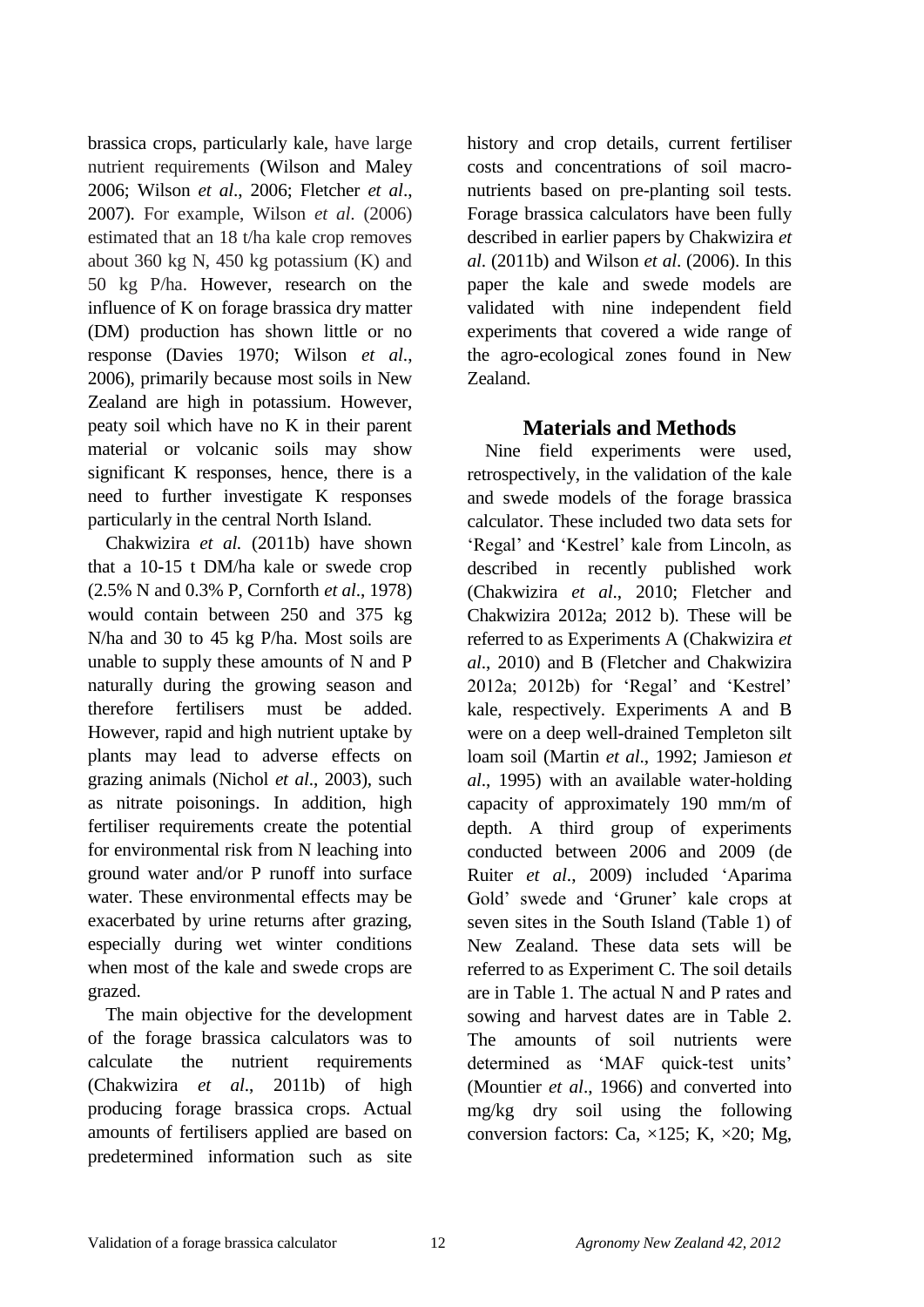brassica crops, particularly kale, have large nutrient requirements (Wilson and Maley 2006; Wilson *et al*., 2006; Fletcher *et al*., 2007). For example, Wilson *et al*. (2006) estimated that an 18 t/ha kale crop removes about 360 kg N, 450 kg potassium (K) and 50 kg P/ha. However, research on the influence of K on forage brassica dry matter (DM) production has shown little or no response (Davies 1970; Wilson *et al*., 2006), primarily because most soils in New Zealand are high in potassium. However, peaty soil which have no K in their parent material or volcanic soils may show significant K responses, hence, there is a need to further investigate K responses particularly in the central North Island.

Chakwizira *et al.* (2011b) have shown that a 10-15 t DM/ha kale or swede crop (2.5% N and 0.3% P, Cornforth *et al*., 1978) would contain between 250 and 375 kg N/ha and 30 to 45 kg P/ha. Most soils are unable to supply these amounts of N and P naturally during the growing season and therefore fertilisers must be added. However, rapid and high nutrient uptake by plants may lead to adverse effects on grazing animals (Nichol *et al*., 2003), such as nitrate poisonings. In addition, high fertiliser requirements create the potential for environmental risk from N leaching into ground water and/or P runoff into surface water. These environmental effects may be exacerbated by urine returns after grazing, especially during wet winter conditions when most of the kale and swede crops are grazed.

The main objective for the development of the forage brassica calculators was to calculate the nutrient requirements (Chakwizira *et al*., 2011b) of high producing forage brassica crops. Actual amounts of fertilisers applied are based on predetermined information such as site history and crop details, current fertiliser costs and concentrations of soil macro-nutrients based on pre-planting soil tests. Forage brassica calculators have been fully described in earlier papers by Chakwizira *et al*. (2011b) and Wilson *et al*. (2006). In this paper the kale and swede models are validated with nine independent field experiments that covered a wide range of the agro-ecological zones found in New Zealand.

## Materials and Methods

Nine field experiments were used, retrospectively, in the validation of the kale and swede models of the forage brassica calculator. These included two data sets for 'Regal' and 'Kestrel' kale from Lincoln, as described in recently published work (Chakwizira *et al*., 2010; Fletcher and Chakwizira 2012a; 2012 b). These will be referred to as Experiments A (Chakwizira *et al*., 2010) and B (Fletcher and Chakwizira 2012a; 2012b) for 'Regal' and 'Kestrel' kale, respectively. Experiments A and B were on a deep well-drained Templeton silt loam soil (Martin *et al*., 1992; Jamieson *et al*., 1995) with an available water-holding capacity of approximately 190 mm/m of depth. A third group of experiments conducted between 2006 and 2009 (de Ruiter *et al*., 2009) included 'Aparima Gold' swede and 'Gruner' kale crops at seven sites in the South Island (Table 1) of New Zealand. These data sets will be referred to as Experiment C. The soil details are in Table 1. The actual N and P rates and sowing and harvest dates are in Table 2. The amounts of soil nutrients were determined as 'MAF quick-test units' (Mountier *et al*., 1966) and converted into mg/kg dry soil using the following conversion factors: Ca, ×125; K, ×20; Mg,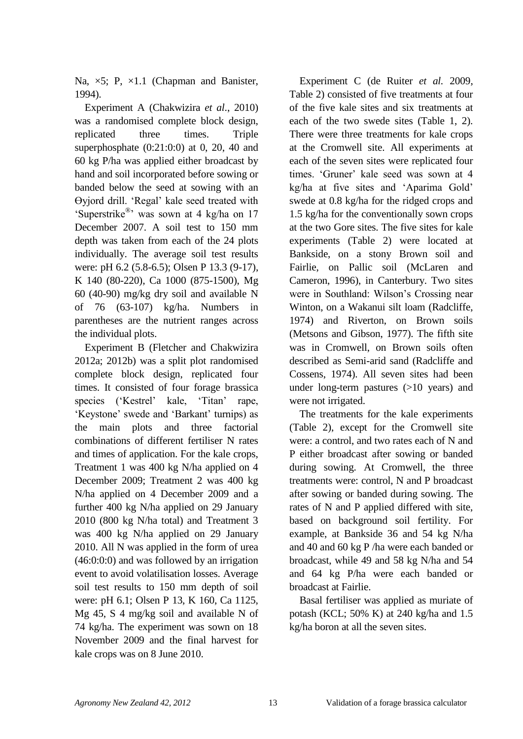Na, ×5; P, ×1.1 (Chapman and Banister, 1994).

Experiment A (Chakwizira *et al*., 2010) was a randomised complete block design, replicated three times. Triple superphosphate (0:21:0:0) at 0, 20, 40 and 60 kg P/ha was applied either broadcast by hand and soil incorporated before sowing or banded below the seed at sowing with an Өyjord drill. 'Regal' kale seed treated with 'Superstrike®' was sown at 4 kg/ha on 17 December 2007. A soil test to 150 mm depth was taken from each of the 24 plots individually. The average soil test results were: pH 6.2 (5.8-6.5); Olsen P 13.3 (9-17), K 140 (80-220), Ca 1000 (875-1500), Mg 60 (40-90) mg/kg dry soil and available N of 76 (63-107) kg/ha. Numbers in parentheses are the nutrient ranges across the individual plots.

Experiment B (Fletcher and Chakwizira 2012a; 2012b) was a split plot randomised complete block design, replicated four times. It consisted of four forage brassica species ('Kestrel' kale, 'Titan' rape, 'Keystone' swede and 'Barkant' turnips) as the main plots and three factorial combinations of different fertiliser N rates and times of application. For the kale crops, Treatment 1 was 400 kg N/ha applied on 4 December 2009; Treatment 2 was 400 kg N/ha applied on 4 December 2009 and a further 400 kg N/ha applied on 29 January 2010 (800 kg N/ha total) and Treatment 3 was 400 kg N/ha applied on 29 January 2010. All N was applied in the form of urea (46:0:0:0) and was followed by an irrigation event to avoid volatilisation losses. Average soil test results to 150 mm depth of soil were: pH 6.1; Olsen P 13, K 160, Ca 1125, Mg 45, S 4 mg/kg soil and available N of 74 kg/ha. The experiment was sown on 18 November 2009 and the final harvest for kale crops was on 8 June 2010.

Experiment C (de Ruiter *et al.* 2009, Table 2) consisted of five treatments at four of the five kale sites and six treatments at each of the two swede sites (Table 1, 2). There were three treatments for kale crops at the Cromwell site. All experiments at each of the seven sites were replicated four times. 'Gruner' kale seed was sown at 4 kg/ha at five sites and 'Aparima Gold' swede at 0.8 kg/ha for the ridged crops and 1.5 kg/ha for the conventionally sown crops at the two Gore sites. The five sites for kale experiments (Table 2) were located at Bankside, on a stony Brown soil and Fairlie, on Pallic soil (McLaren and Cameron, 1996), in Canterbury. Two sites were in Southland: Wilson's Crossing near Winton, on a Wakanui silt loam (Radcliffe, 1974) and Riverton, on Brown soils (Metsons and Gibson, 1977). The fifth site was in Cromwell, on Brown soils often described as Semi-arid sand (Radcliffe and Cossens, 1974). All seven sites had been under long-term pastures (>10 years) and were not irrigated.

The treatments for the kale experiments (Table 2), except for the Cromwell site were: a control, and two rates each of N and P either broadcast after sowing or banded during sowing. At Cromwell, the three treatments were: control, N and P broadcast after sowing or banded during sowing. The rates of N and P applied differed with site, based on background soil fertility. For example, at Bankside 36 and 54 kg N/ha and 40 and 60 kg P /ha were each banded or broadcast, while 49 and 58 kg N/ha and 54 and 64 kg P/ha were each banded or broadcast at Fairlie.

Basal fertiliser was applied as muriate of potash (KCL; 50% K) at 240 kg/ha and 1.5 kg/ha boron at all the seven sites.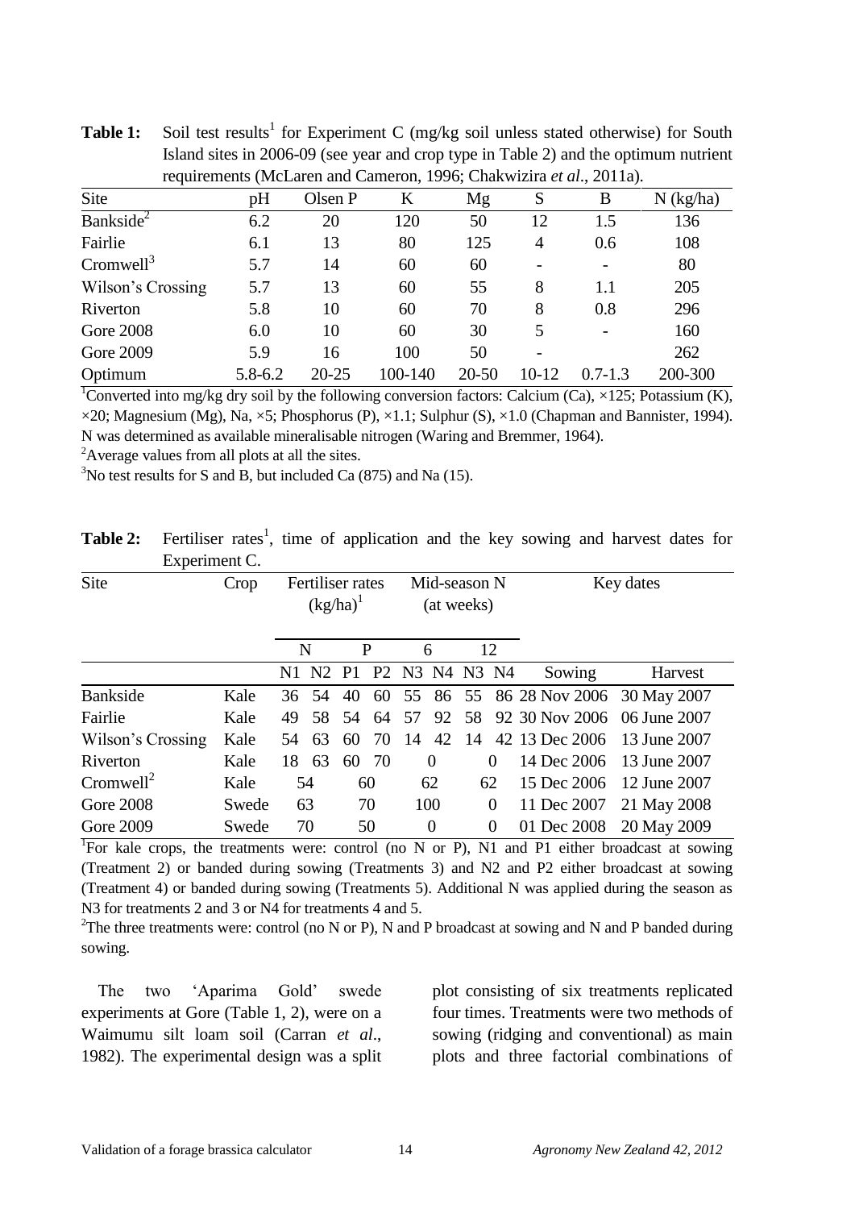**Table 1:** Soil test results[1] for Experiment C (mg/kg soil unless stated otherwise) for South Island sites in 2006-09 (see year and crop type in Table 2) and the optimum nutrient requirements (McLaren and Cameron, 1996; Chakwizira *et al*., 2011a).

| Site | pH | Olsen P | K | Mg | S | B | N (kg/ha) |
|---|---|---|---|---|---|---|---|
| Bankside[2] | 6.2 | 20 | 120 | 50 | 12 | 1.5 | 136 |
| Fairlie | 6.1 | 13 | 80 | 125 | 4 | 0.6 | 108 |
| Cromwell[3] | 5.7 | 14 | 60 | 60 | - | - | 80 |
| Wilson's Crossing | 5.7 | 13 | 60 | 55 | 8 | 1.1 | 205 |
| Riverton | 5.8 | 10 | 60 | 70 | 8 | 0.8 | 296 |
| Gore 2008 | 6.0 | 10 | 60 | 30 | 5 | - | 160 |
| Gore 2009 | 5.9 | 16 | 100 | 50 | - | | 262 |
| Optimum | 5.8-6.2 | 20-25 | 100-140 | 20-50 | 10-12 | 0.7-1.3 | 200-300 |

[1]Converted into mg/kg dry soil by the following conversion factors: Calcium (Ca), ×125; Potassium (K), ×20; Magnesium (Mg), Na, ×5; Phosphorus (P), ×1.1; Sulphur (S), ×1.0 (Chapman and Bannister, 1994). N was determined as available mineralisable nitrogen (Waring and Bremmer, 1964).

[2]Average values from all plots at all the sites.

[3]No test results for S and B, but included Ca (875) and Na (15).

**Table 2:** Fertiliser rates[1], time of application and the key sowing and harvest dates for Experiment C.

| Site | Crop | Fertiliser rates (kg/ha)[1] | | | | Mid-season N (at weeks) | | | | Key dates | |
|---|---|---|---|---|---|---|---|---|---|---|---|
| | | N | | P | | 6 | | 12 | | | |
| | | N1 | N2 | P1 | P2 | N3 | N4 | N3 | N4 | Sowing | Harvest |
| Bankside | Kale | 36 | 54 | 40 | 60 | 55 | 86 | 55 | 86 | 28 Nov 2006 | 30 May 2007 |
| Fairlie | Kale | 49 | 58 | 54 | 64 | 57 | 92 | 58 | 92 | 30 Nov 2006 | 06 June 2007 |
| Wilson's Crossing | Kale | 54 | 63 | 60 | 70 | 14 | 42 | 14 | 42 | 13 Dec 2006 | 13 June 2007 |
| Riverton | Kale | 18 | 63 | 60 | 70 | 0 | | 0 | | 14 Dec 2006 | 13 June 2007 |
| Cromwell[2] | Kale | 54 | | 60 | | 62 | | 62 | | 15 Dec 2006 | 12 June 2007 |
| Gore 2008 | Swede | 63 | | 70 | | 100 | | 0 | | 11 Dec 2007 | 21 May 2008 |
| Gore 2009 | Swede | 70 | | 50 | | 0 | | 0 | | 01 Dec 2008 | 20 May 2009 |

[1]For kale crops, the treatments were: control (no N or P), N1 and P1 either broadcast at sowing (Treatment 2) or banded during sowing (Treatments 3) and N2 and P2 either broadcast at sowing (Treatment 4) or banded during sowing (Treatments 5). Additional N was applied during the season as N3 for treatments 2 and 3 or N4 for treatments 4 and 5.

[2]The three treatments were: control (no N or P), N and P broadcast at sowing and N and P banded during sowing.

The two 'Aparima Gold' swede experiments at Gore (Table 1, 2), were on a Waimumu silt loam soil (Carran *et al*., 1982). The experimental design was a split plot consisting of six treatments replicated four times. Treatments were two methods of sowing (ridging and conventional) as main plots and three factorial combinations of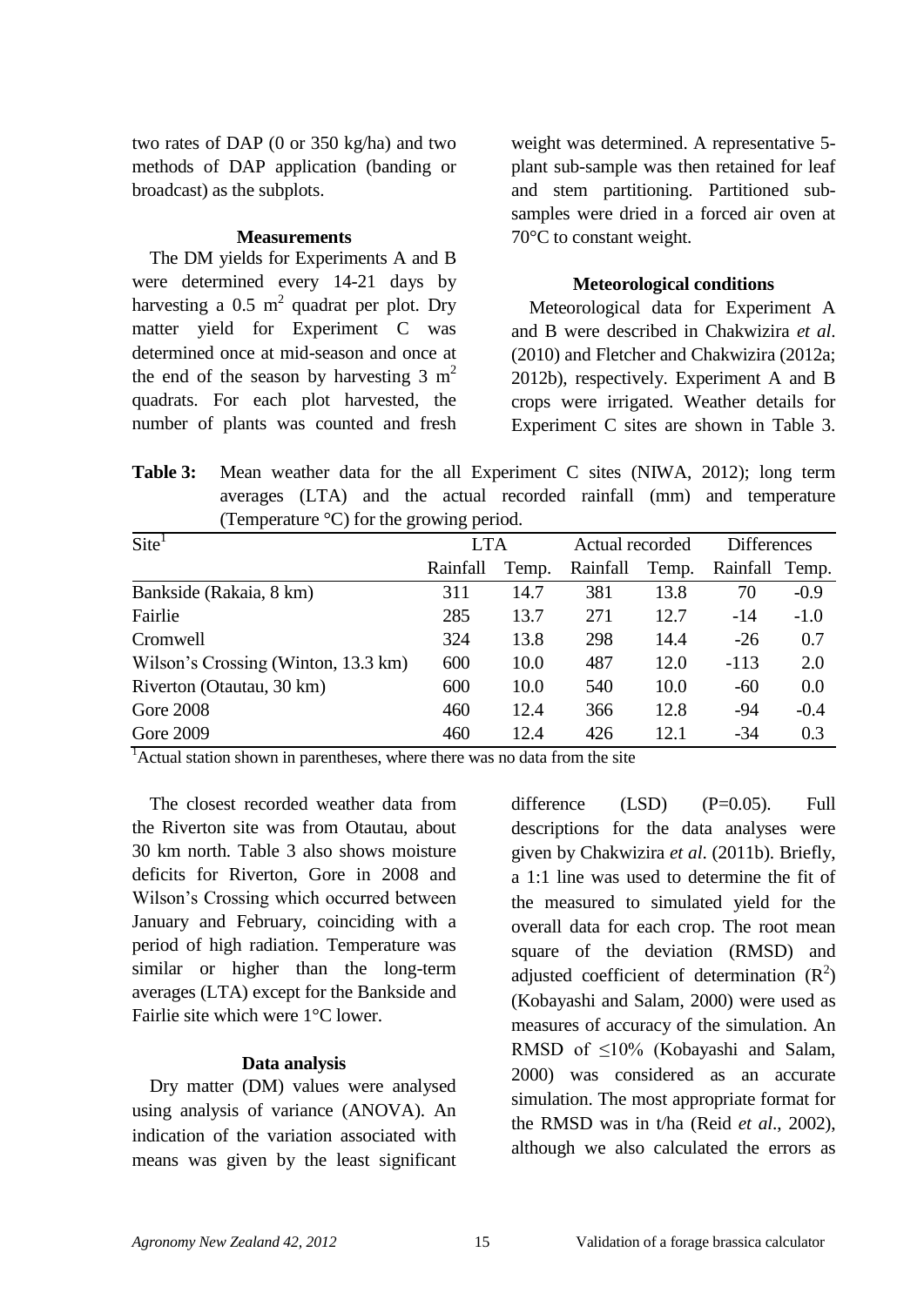two rates of DAP (0 or 350 kg/ha) and two methods of DAP application (banding or broadcast) as the subplots.

### Measurements

The DM yields for Experiments A and B were determined every 14-21 days by harvesting a 0.5 $m^2$ quadrat per plot. Dry matter yield for Experiment C was determined once at mid-season and once at the end of the season by harvesting 3 $m^2$ quadrats. For each plot harvested, the number of plants was counted and fresh weight was determined. A representative 5-plant sub-sample was then retained for leaf and stem partitioning. Partitioned sub-samples were dried in a forced air oven at 70°C to constant weight.

### Meteorological conditions

Meteorological data for Experiment A and B were described in Chakwizira *et al*. (2010) and Fletcher and Chakwizira (2012a; 2012b), respectively. Experiment A and B crops were irrigated. Weather details for Experiment C sites are shown in Table 3.

**Table 3:** Mean weather data for the all Experiment C sites (NIWA, 2012); long term averages (LTA) and the actual recorded rainfall (mm) and temperature (Temperature °C) for the growing period.

| Site[1] | LTA | | Actual recorded | | Differences | |
|---|---|---|---|---|---|---|
| | Rainfall | Temp. | Rainfall | Temp. | Rainfall | Temp. |
| Bankside (Rakaia, 8 km) | 311 | 14.7 | 381 | 13.8 | 70 | -0.9 |
| Fairlie | 285 | 13.7 | 271 | 12.7 | -14 | -1.0 |
| Cromwell | 324 | 13.8 | 298 | 14.4 | -26 | 0.7 |
| Wilson's Crossing (Winton, 13.3 km) | 600 | 10.0 | 487 | 12.0 | -113 | 2.0 |
| Riverton (Otautau, 30 km) | 600 | 10.0 | 540 | 10.0 | -60 | 0.0 |
| Gore 2008 | 460 | 12.4 | 366 | 12.8 | -94 | -0.4 |
| Gore 2009 | 460 | 12.4 | 426 | 12.1 | -34 | 0.3 |

[1]Actual station shown in parentheses, where there was no data from the site

The closest recorded weather data from the Riverton site was from Otautau, about 30 km north. Table 3 also shows moisture deficits for Riverton, Gore in 2008 and Wilson's Crossing which occurred between January and February, coinciding with a period of high radiation. Temperature was similar or higher than the long-term averages (LTA) except for the Bankside and Fairlie site which were 1°C lower.

### Data analysis

Dry matter (DM) values were analysed using analysis of variance (ANOVA). An indication of the variation associated with means was given by the least significant difference (LSD) ($P$=0.05). Full descriptions for the data analyses were given by Chakwizira *et al*. (2011b). Briefly, a 1:1 line was used to determine the fit of the measured to simulated yield for the overall data for each crop. The root mean square of the deviation (RMSD) and adjusted coefficient of determination ($R^2$) (Kobayashi and Salam, 2000) were used as measures of accuracy of the simulation. An RMSD of ≤10% (Kobayashi and Salam, 2000) was considered as an accurate simulation. The most appropriate format for the RMSD was in t/ha (Reid *et al*., 2002), although we also calculated the errors as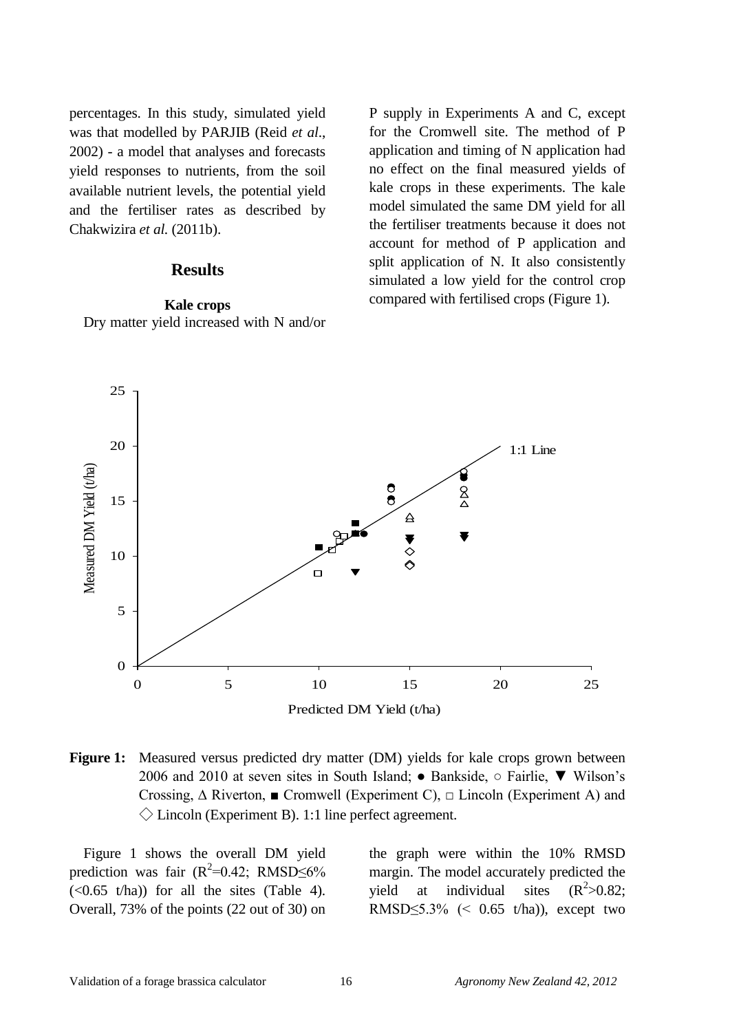percentages. In this study, simulated yield was that modelled by PARJIB (Reid *et al*., 2002) - a model that analyses and forecasts yield responses to nutrients, from the soil available nutrient levels, the potential yield and the fertiliser rates as described by Chakwizira *et al.* (2011b).

## Results

### Kale crops

Dry matter yield increased with N and/or P supply in Experiments A and C, except for the Cromwell site. The method of P application and timing of N application had no effect on the final measured yields of kale crops in these experiments. The kale model simulated the same DM yield for all the fertiliser treatments because it does not account for method of P application and split application of N. It also consistently simulated a low yield for the control crop compared with fertilised crops (Figure 1).

**Figure 1:** Measured versus predicted dry matter (DM) yields for kale crops grown between 2006 and 2010 at seven sites in South Island; ● Bankside, ○ Fairlie, ▼ Wilson's Crossing, Δ Riverton, ■ Cromwell (Experiment C), □ Lincoln (Experiment A) and ◇ Lincoln (Experiment B). 1:1 line perfect agreement.

Figure 1 shows the overall DM yield prediction was fair ($R^2$=0.42; RMSD≤6% (<0.65 t/ha)) for all the sites (Table 4). Overall, 73% of the points (22 out of 30) on the graph were within the 10% RMSD margin. The model accurately predicted the yield at individual sites ($R^2$>0.82; RMSD≤5.3% (< 0.65 t/ha)), except two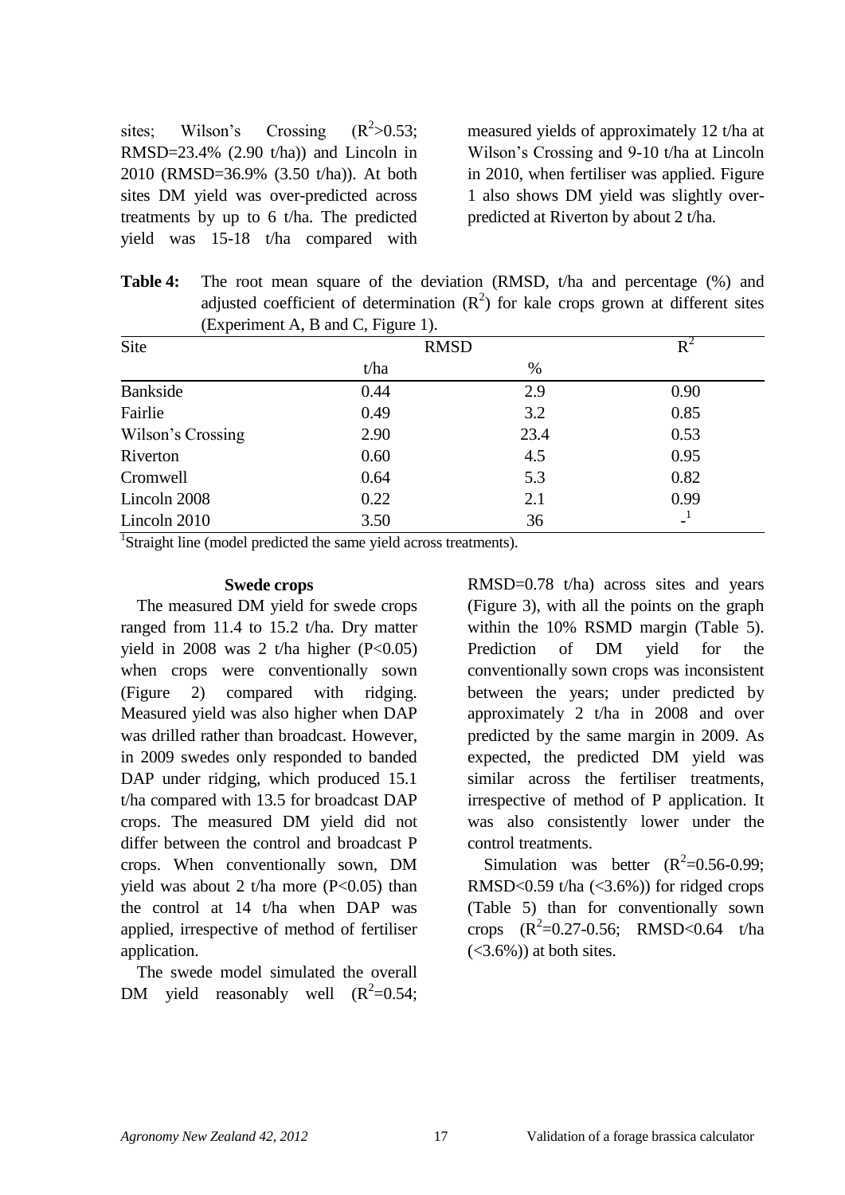sites; Wilson's Crossing ($R^2$>0.53; RMSD=23.4% (2.90 t/ha)) and Lincoln in 2010 (RMSD=36.9% (3.50 t/ha)). At both sites DM yield was over-predicted across treatments by up to 6 t/ha. The predicted yield was 15-18 t/ha compared with measured yields of approximately 12 t/ha at Wilson's Crossing and 9-10 t/ha at Lincoln in 2010, when fertiliser was applied. Figure 1 also shows DM yield was slightly over-predicted at Riverton by about 2 t/ha.

**Table 4:** The root mean square of the deviation (RMSD, t/ha and percentage (%) and adjusted coefficient of determination ($R^2$) for kale crops grown at different sites (Experiment A, B and C, Figure 1).

| Site | RMSD | | $R^2$ |
|---|---|---|---|
| | t/ha | % | |
| Bankside | 0.44 | 2.9 | 0.90 |
| Fairlie | 0.49 | 3.2 | 0.85 |
| Wilson's Crossing | 2.90 | 23.4 | 0.53 |
| Riverton | 0.60 | 4.5 | 0.95 |
| Cromwell | 0.64 | 5.3 | 0.82 |
| Lincoln 2008 | 0.22 | 2.1 | 0.99 |
| Lincoln 2010 | 3.50 | 36 | -[1] |

[1]Straight line (model predicted the same yield across treatments).

### Swede crops

The measured DM yield for swede crops ranged from 11.4 to 15.2 t/ha. Dry matter yield in 2008 was 2 t/ha higher ($P<0.05$) when crops were conventionally sown (Figure 2) compared with ridging. Measured yield was also higher when DAP was drilled rather than broadcast. However, in 2009 swedes only responded to banded DAP under ridging, which produced 15.1 t/ha compared with 13.5 for broadcast DAP crops. The measured DM yield did not differ between the control and broadcast P crops. When conventionally sown, DM yield was about 2 t/ha more ($P<0.05$) than the control at 14 t/ha when DAP was applied, irrespective of method of fertiliser application.

The swede model simulated the overall DM yield reasonably well ($R^2$=0.54; RMSD=0.78 t/ha) across sites and years (Figure 3), with all the points on the graph within the 10% RSMD margin (Table 5). Prediction of DM yield for the conventionally sown crops was inconsistent between the years; under predicted by approximately 2 t/ha in 2008 and over predicted by the same margin in 2009. As expected, the predicted DM yield was similar across the fertiliser treatments, irrespective of method of P application. It was also consistently lower under the control treatments.

Simulation was better ($R^2$=0.56-0.99; RMSD<0.59 t/ha (<3.6%)) for ridged crops (Table 5) than for conventionally sown crops ($R^2$=0.27-0.56; RMSD<0.64 t/ha (<3.6%)) at both sites.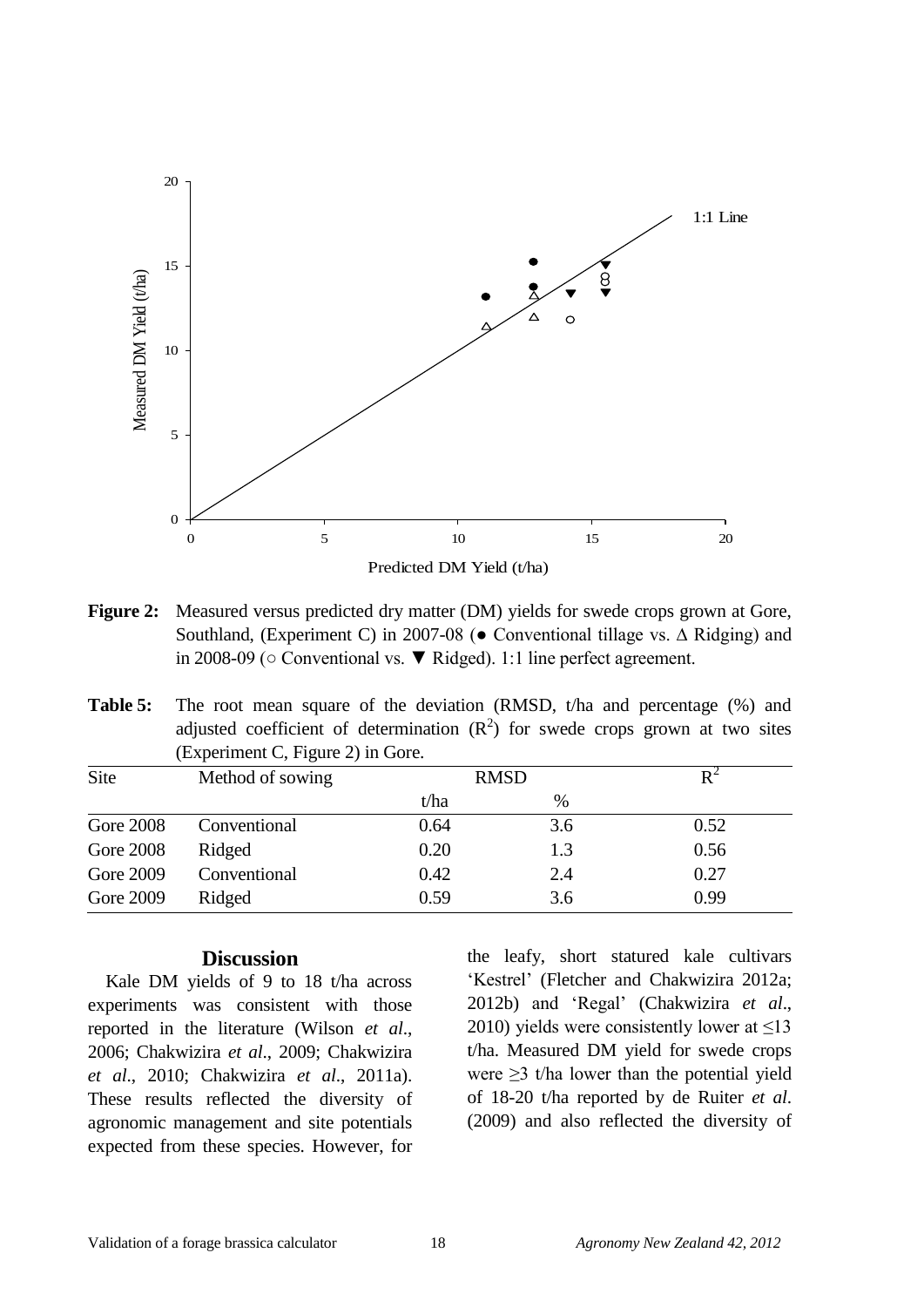**Figure 2:** Measured versus predicted dry matter (DM) yields for swede crops grown at Gore, Southland, (Experiment C) in 2007-08 (● Conventional tillage vs. ∆ Ridging) and in 2008-09 (○ Conventional vs. ▼ Ridged). 1:1 line perfect agreement.

**Table 5:** The root mean square of the deviation (RMSD, t/ha and percentage (%) and adjusted coefficient of determination ($R^2$) for swede crops grown at two sites (Experiment C, Figure 2) in Gore.

| Site | Method of sowing | RMSD | | $R^2$ |
|---|---|---|---|---|
| | | t/ha | % | |
| Gore 2008 | Conventional | 0.64 | 3.6 | 0.52 |
| Gore 2008 | Ridged | 0.20 | 1.3 | 0.56 |
| Gore 2009 | Conventional | 0.42 | 2.4 | 0.27 |
| Gore 2009 | Ridged | 0.59 | 3.6 | 0.99 |

## Discussion

Kale DM yields of 9 to 18 t/ha across experiments was consistent with those reported in the literature (Wilson *et al*., 2006; Chakwizira *et al*., 2009; Chakwizira *et al*., 2010; Chakwizira *et al*., 2011a). These results reflected the diversity of agronomic management and site potentials expected from these species. However, for the leafy, short statured kale cultivars 'Kestrel' (Fletcher and Chakwizira 2012a; 2012b) and 'Regal' (Chakwizira *et al*., 2010) yields were consistently lower at ≤13 t/ha. Measured DM yield for swede crops were ≥3 t/ha lower than the potential yield of 18-20 t/ha reported by de Ruiter *et al*. (2009) and also reflected the diversity of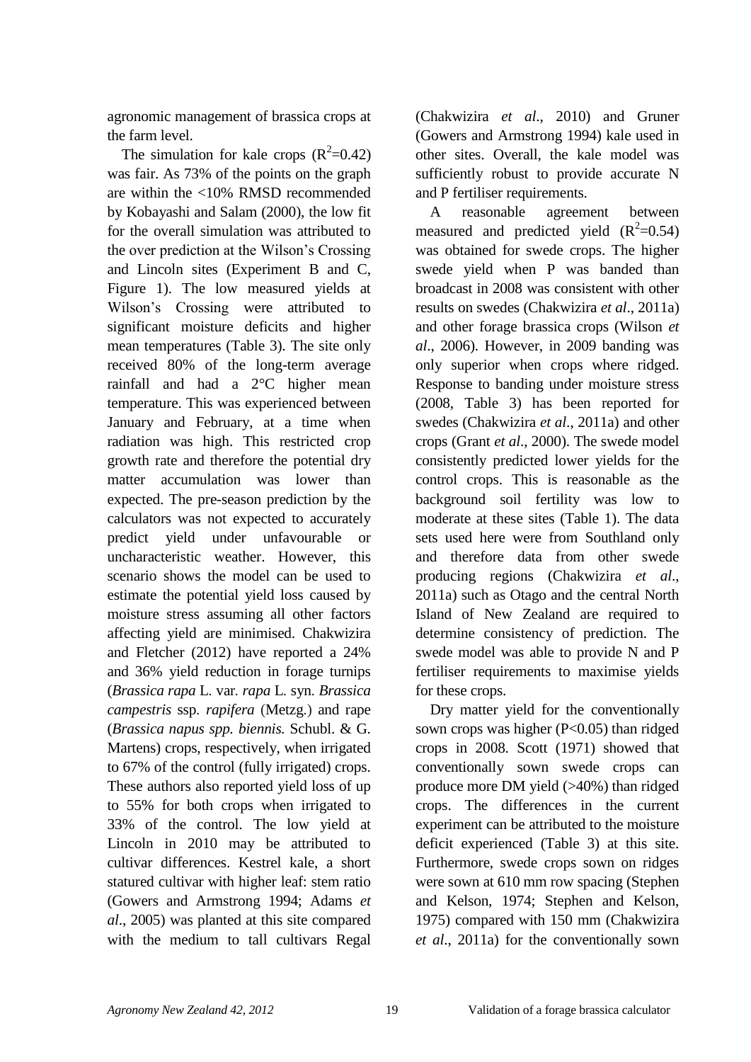agronomic management of brassica crops at the farm level.

The simulation for kale crops ($R^2$=0.42) was fair. As 73% of the points on the graph are within the <10% RMSD recommended by Kobayashi and Salam (2000), the low fit for the overall simulation was attributed to the over prediction at the Wilson's Crossing and Lincoln sites (Experiment B and C, Figure 1). The low measured yields at Wilson's Crossing were attributed to significant moisture deficits and higher mean temperatures (Table 3). The site only received 80% of the long-term average rainfall and had a 2°C higher mean temperature. This was experienced between January and February, at a time when radiation was high. This restricted crop growth rate and therefore the potential dry matter accumulation was lower than expected. The pre-season prediction by the calculators was not expected to accurately predict yield under unfavourable or uncharacteristic weather. However, this scenario shows the model can be used to estimate the potential yield loss caused by moisture stress assuming all other factors affecting yield are minimised. Chakwizira and Fletcher (2012) have reported a 24% and 36% yield reduction in forage turnips (*Brassica rapa* L. var. *rapa* L. syn. *Brassica campestris* ssp. *rapifera* (Metzg.) and rape (*Brassica napus spp. biennis.* Schubl. & G. Martens) crops, respectively, when irrigated to 67% of the control (fully irrigated) crops. These authors also reported yield loss of up to 55% for both crops when irrigated to 33% of the control. The low yield at Lincoln in 2010 may be attributed to cultivar differences. Kestrel kale, a short statured cultivar with higher leaf: stem ratio (Gowers and Armstrong 1994; Adams *et al*., 2005) was planted at this site compared with the medium to tall cultivars Regal (Chakwizira *et al*., 2010) and Gruner (Gowers and Armstrong 1994) kale used in other sites. Overall, the kale model was sufficiently robust to provide accurate N and P fertiliser requirements.

A reasonable agreement between measured and predicted yield ($R^2$=0.54) was obtained for swede crops. The higher swede yield when P was banded than broadcast in 2008 was consistent with other results on swedes (Chakwizira *et al*., 2011a) and other forage brassica crops (Wilson *et al*., 2006). However, in 2009 banding was only superior when crops where ridged. Response to banding under moisture stress (2008, Table 3) has been reported for swedes (Chakwizira *et al*., 2011a) and other crops (Grant *et al*., 2000). The swede model consistently predicted lower yields for the control crops. This is reasonable as the background soil fertility was low to moderate at these sites (Table 1). The data sets used here were from Southland only and therefore data from other swede producing regions (Chakwizira *et al*., 2011a) such as Otago and the central North Island of New Zealand are required to determine consistency of prediction. The swede model was able to provide N and P fertiliser requirements to maximise yields for these crops.

Dry matter yield for the conventionally sown crops was higher ($P<0.05$) than ridged crops in 2008. Scott (1971) showed that conventionally sown swede crops can produce more DM yield (>40%) than ridged crops. The differences in the current experiment can be attributed to the moisture deficit experienced (Table 3) at this site. Furthermore, swede crops sown on ridges were sown at 610 mm row spacing (Stephen and Kelson, 1974; Stephen and Kelson, 1975) compared with 150 mm (Chakwizira *et al*., 2011a) for the conventionally sown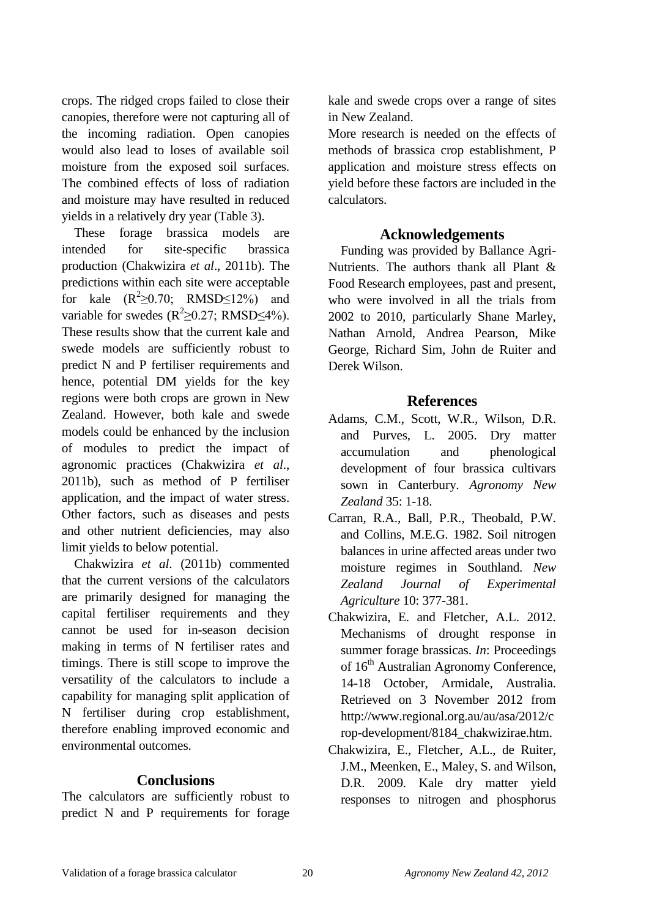crops. The ridged crops failed to close their canopies, therefore were not capturing all of the incoming radiation. Open canopies would also lead to loses of available soil moisture from the exposed soil surfaces. The combined effects of loss of radiation and moisture may have resulted in reduced yields in a relatively dry year (Table 3).

These forage brassica models are intended for site-specific brassica production (Chakwizira *et al*., 2011b). The predictions within each site were acceptable for kale ($R^2 \geq 0.70$; RMSD$\leq$12%) and variable for swedes ($R^2 \geq 0.27$; RMSD$\leq$4%). These results show that the current kale and swede models are sufficiently robust to predict N and P fertiliser requirements and hence, potential DM yields for the key regions were both crops are grown in New Zealand. However, both kale and swede models could be enhanced by the inclusion of modules to predict the impact of agronomic practices (Chakwizira *et al*., 2011b), such as method of P fertiliser application, and the impact of water stress. Other factors, such as diseases and pests and other nutrient deficiencies, may also limit yields to below potential.

Chakwizira *et al*. (2011b) commented that the current versions of the calculators are primarily designed for managing the capital fertiliser requirements and they cannot be used for in-season decision making in terms of N fertiliser rates and timings. There is still scope to improve the versatility of the calculators to include a capability for managing split application of N fertiliser during crop establishment, therefore enabling improved economic and environmental outcomes.

## Conclusions

The calculators are sufficiently robust to predict N and P requirements for forage kale and swede crops over a range of sites in New Zealand.

More research is needed on the effects of methods of brassica crop establishment, P application and moisture stress effects on yield before these factors are included in the calculators.

## Acknowledgements

Funding was provided by Ballance Agri-Nutrients. The authors thank all Plant & Food Research employees, past and present, who were involved in all the trials from 2002 to 2010, particularly Shane Marley, Nathan Arnold, Andrea Pearson, Mike George, Richard Sim, John de Ruiter and Derek Wilson.

## References

Adams, C.M., Scott, W.R., Wilson, D.R. and Purves, L. 2005. Dry matter accumulation and phenological development of four brassica cultivars sown in Canterbury. *Agronomy New Zealand* 35: 1-18.

Carran, R.A., Ball, P.R., Theobald, P.W. and Collins, M.E.G. 1982. Soil nitrogen balances in urine affected areas under two moisture regimes in Southland. *New Zealand Journal of Experimental Agriculture* 10: 377-381.

Chakwizira, E. and Fletcher, A.L. 2012. Mechanisms of drought response in summer forage brassicas. *In*: Proceedings of 16th Australian Agronomy Conference, 14-18 October, Armidale, Australia. Retrieved on 3 November 2012 from http://www.regional.org.au/au/asa/2012/crop-development/8184_chakwizirae.htm.

Chakwizira, E., Fletcher, A.L., de Ruiter, J.M., Meenken, E., Maley, S. and Wilson, D.R. 2009. Kale dry matter yield responses to nitrogen and phosphorus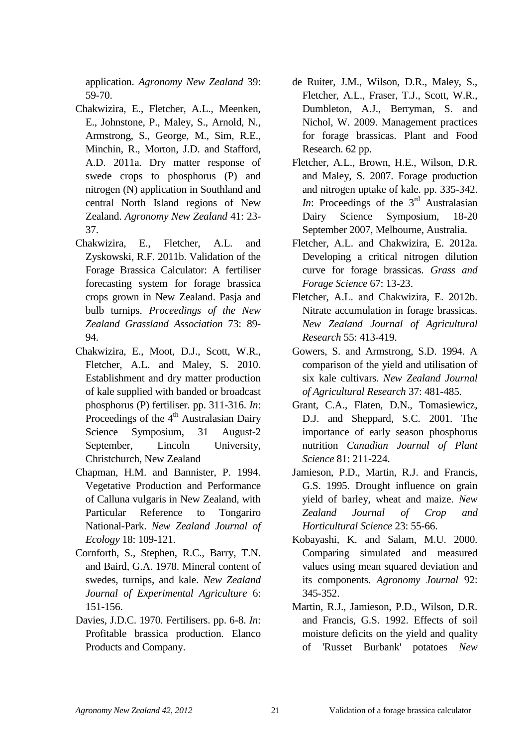application. *Agronomy New Zealand* 39: 59-70.

Chakwizira, E., Fletcher, A.L., Meenken, E., Johnstone, P., Maley, S., Arnold, N., Armstrong, S., George, M., Sim, R.E., Minchin, R., Morton, J.D. and Stafford, A.D. 2011a. Dry matter response of swede crops to phosphorus (P) and nitrogen (N) application in Southland and central North Island regions of New Zealand. *Agronomy New Zealand* 41: 23-37.

Chakwizira, E., Fletcher, A.L. and Zyskowski, R.F. 2011b. Validation of the Forage Brassica Calculator: A fertiliser forecasting system for forage brassica crops grown in New Zealand. Pasja and bulb turnips. *Proceedings of the New Zealand Grassland Association* 73: 89-94.

Chakwizira, E., Moot, D.J., Scott, W.R., Fletcher, A.L. and Maley, S. 2010. Establishment and dry matter production of kale supplied with banded or broadcast phosphorus (P) fertiliser. pp. 311-316. *In*: Proceedings of the 4th Australasian Dairy Science Symposium, 31 August-2 September, Lincoln University, Christchurch, New Zealand

Chapman, H.M. and Bannister, P. 1994. Vegetative Production and Performance of Calluna vulgaris in New Zealand, with Particular Reference to Tongariro National-Park. *New Zealand Journal of Ecology* 18: 109-121.

Cornforth, S., Stephen, R.C., Barry, T.N. and Baird, G.A. 1978. Mineral content of swedes, turnips, and kale. *New Zealand Journal of Experimental Agriculture* 6: 151-156.

Davies, J.D.C. 1970. Fertilisers. pp. 6-8. *In*: Profitable brassica production. Elanco Products and Company.

de Ruiter, J.M., Wilson, D.R., Maley, S., Fletcher, A.L., Fraser, T.J., Scott, W.R., Dumbleton, A.J., Berryman, S. and Nichol, W. 2009. Management practices for forage brassicas. Plant and Food Research. 62 pp.

Fletcher, A.L., Brown, H.E., Wilson, D.R. and Maley, S. 2007. Forage production and nitrogen uptake of kale. pp. 335-342. *In*: Proceedings of the 3rd Australasian Dairy Science Symposium, 18-20 September 2007, Melbourne, Australia.

Fletcher, A.L. and Chakwizira, E. 2012a. Developing a critical nitrogen dilution curve for forage brassicas. *Grass and Forage Science* 67: 13-23.

Fletcher, A.L. and Chakwizira, E. 2012b. Nitrate accumulation in forage brassicas. *New Zealand Journal of Agricultural Research* 55: 413-419.

Gowers, S. and Armstrong, S.D. 1994. A comparison of the yield and utilisation of six kale cultivars. *New Zealand Journal of Agricultural Research* 37: 481-485.

Grant, C.A., Flaten, D.N., Tomasiewicz, D.J. and Sheppard, S.C. 2001. The importance of early season phosphorus nutrition *Canadian Journal of Plant Science* 81: 211-224.

Jamieson, P.D., Martin, R.J. and Francis, G.S. 1995. Drought influence on grain yield of barley, wheat and maize. *New Zealand Journal of Crop and Horticultural Science* 23: 55-66.

Kobayashi, K. and Salam, M.U. 2000. Comparing simulated and measured values using mean squared deviation and its components. *Agronomy Journal* 92: 345-352.

Martin, R.J., Jamieson, P.D., Wilson, D.R. and Francis, G.S. 1992. Effects of soil moisture deficits on the yield and quality of 'Russet Burbank' potatoes *New*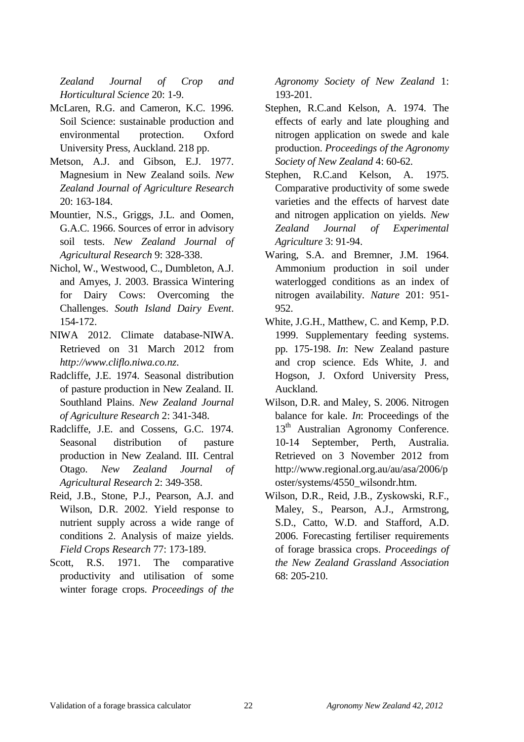*Zealand Journal of Crop and Horticultural Science* 20: 1-9.

McLaren, R.G. and Cameron, K.C. 1996. Soil Science: sustainable production and environmental protection. Oxford University Press, Auckland. 218 pp.

Metson, A.J. and Gibson, E.J. 1977. Magnesium in New Zealand soils. *New Zealand Journal of Agriculture Research* 20: 163-184.

Mountier, N.S., Griggs, J.L. and Oomen, G.A.C. 1966. Sources of error in advisory soil tests. *New Zealand Journal of Agricultural Research* 9: 328-338.

Nichol, W., Westwood, C., Dumbleton, A.J. and Amyes, J. 2003. Brassica Wintering for Dairy Cows: Overcoming the Challenges. *South Island Dairy Event*. 154-172.

NIWA 2012. Climate database-NIWA. Retrieved on 31 March 2012 from *http://www.cliflo.niwa.co.nz*.

Radcliffe, J.E. 1974. Seasonal distribution of pasture production in New Zealand. II. Southland Plains. *New Zealand Journal of Agriculture Research* 2: 341-348.

Radcliffe, J.E. and Cossens, G.C. 1974. Seasonal distribution of pasture production in New Zealand. III. Central Otago. *New Zealand Journal of Agricultural Research* 2: 349-358.

Reid, J.B., Stone, P.J., Pearson, A.J. and Wilson, D.R. 2002. Yield response to nutrient supply across a wide range of conditions 2. Analysis of maize yields. *Field Crops Research* 77: 173-189.

Scott, R.S. 1971. The comparative productivity and utilisation of some winter forage crops. *Proceedings of the Agronomy Society of New Zealand* 1: 193-201.

Stephen, R.C.and Kelson, A. 1974. The effects of early and late ploughing and nitrogen application on swede and kale production. *Proceedings of the Agronomy Society of New Zealand* 4: 60-62.

Stephen, R.C.and Kelson, A. 1975. Comparative productivity of some swede varieties and the effects of harvest date and nitrogen application on yields. *New Zealand Journal of Experimental Agriculture* 3: 91-94.

Waring, S.A. and Bremner, J.M. 1964. Ammonium production in soil under waterlogged conditions as an index of nitrogen availability. *Nature* 201: 951-952.

White, J.G.H., Matthew, C. and Kemp, P.D. 1999. Supplementary feeding systems. pp. 175-198. *In*: New Zealand pasture and crop science. Eds White, J. and Hogson, J. Oxford University Press, Auckland.

Wilson, D.R. and Maley, S. 2006. Nitrogen balance for kale. *In*: Proceedings of the 13th Australian Agronomy Conference. 10-14 September, Perth, Australia. Retrieved on 3 November 2012 from http://www.regional.org.au/au/asa/2006/poster/systems/4550_wilsondr.htm.

Wilson, D.R., Reid, J.B., Zyskowski, R.F., Maley, S., Pearson, A.J., Armstrong, S.D., Catto, W.D. and Stafford, A.D. 2006. Forecasting fertiliser requirements of forage brassica crops. *Proceedings of the New Zealand Grassland Association* 68: 205-210.